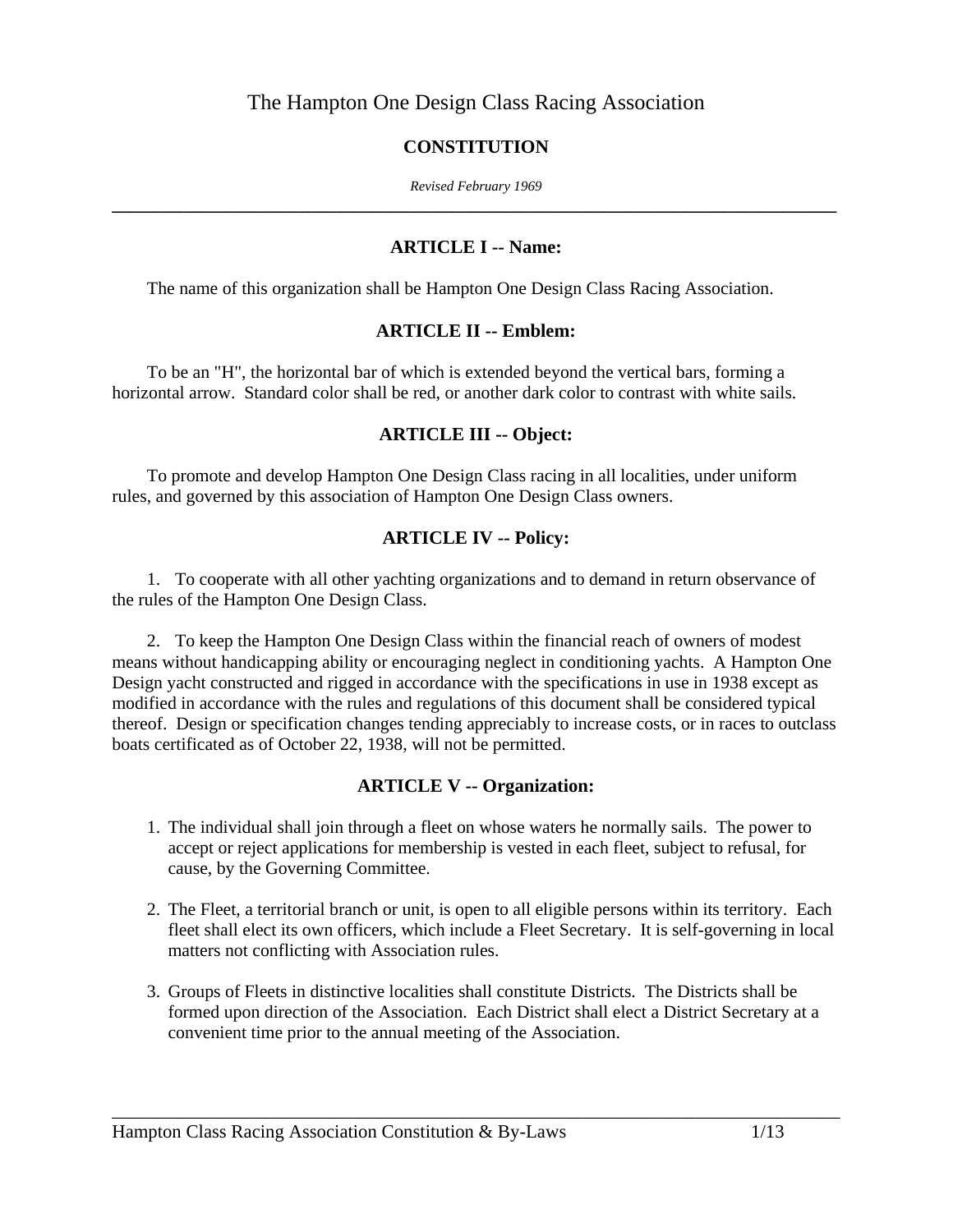# The Hampton One Design Class Racing Association

## CONSTITUTION

*Revised February 1969*

---

### ARTICLE I -- Name:

The name of this organization shall be Hampton One Design Class Racing Association.

### ARTICLE II -- Emblem:

To be an "H", the horizontal bar of which is extended beyond the vertical bars, forming a horizontal arrow. Standard color shall be red, or another dark color to contrast with white sails.

### ARTICLE III -- Object:

To promote and develop Hampton One Design Class racing in all localities, under uniform rules, and governed by this association of Hampton One Design Class owners.

### ARTICLE IV -- Policy:

1. To cooperate with all other yachting organizations and to demand in return observance of the rules of the Hampton One Design Class.

2. To keep the Hampton One Design Class within the financial reach of owners of modest means without handicapping ability or encouraging neglect in conditioning yachts. A Hampton One Design yacht constructed and rigged in accordance with the specifications in use in 1938 except as modified in accordance with the rules and regulations of this document shall be considered typical thereof. Design or specification changes tending appreciably to increase costs, or in races to outclass boats certificated as of October 22, 1938, will not be permitted.

### ARTICLE V -- Organization:

1. The individual shall join through a fleet on whose waters he normally sails. The power to accept or reject applications for membership is vested in each fleet, subject to refusal, for cause, by the Governing Committee.

2. The Fleet, a territorial branch or unit, is open to all eligible persons within its territory. Each fleet shall elect its own officers, which include a Fleet Secretary. It is self-governing in local matters not conflicting with Association rules.

3. Groups of Fleets in distinctive localities shall constitute Districts. The Districts shall be formed upon direction of the Association. Each District shall elect a District Secretary at a convenient time prior to the annual meeting of the Association.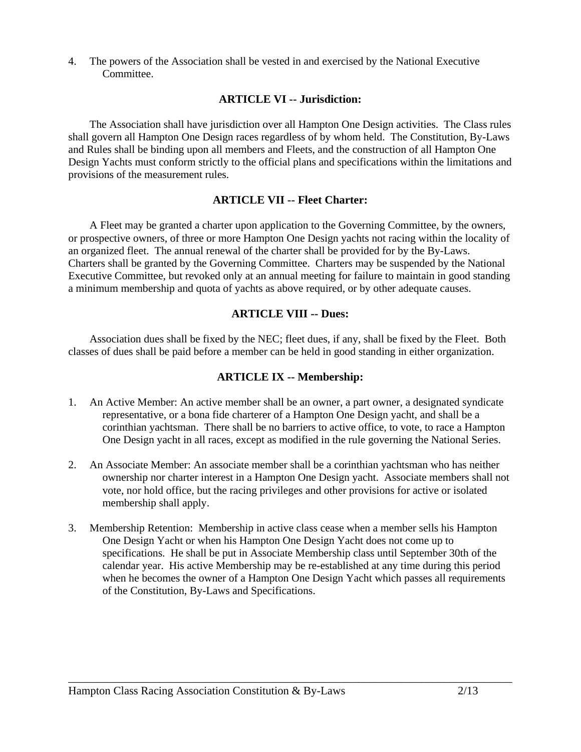4. The powers of the Association shall be vested in and exercised by the National Executive Committee.

### ARTICLE VI -- Jurisdiction:

The Association shall have jurisdiction over all Hampton One Design activities. The Class rules shall govern all Hampton One Design races regardless of by whom held. The Constitution, By-Laws and Rules shall be binding upon all members and Fleets, and the construction of all Hampton One Design Yachts must conform strictly to the official plans and specifications within the limitations and provisions of the measurement rules.

### ARTICLE VII -- Fleet Charter:

A Fleet may be granted a charter upon application to the Governing Committee, by the owners, or prospective owners, of three or more Hampton One Design yachts not racing within the locality of an organized fleet. The annual renewal of the charter shall be provided for by the By-Laws. Charters shall be granted by the Governing Committee. Charters may be suspended by the National Executive Committee, but revoked only at an annual meeting for failure to maintain in good standing a minimum membership and quota of yachts as above required, or by other adequate causes.

### ARTICLE VIII -- Dues:

Association dues shall be fixed by the NEC; fleet dues, if any, shall be fixed by the Fleet. Both classes of dues shall be paid before a member can be held in good standing in either organization.

### ARTICLE IX -- Membership:

1. An Active Member: An active member shall be an owner, a part owner, a designated syndicate representative, or a bona fide charterer of a Hampton One Design yacht, and shall be a corinthian yachtsman. There shall be no barriers to active office, to vote, to race a Hampton One Design yacht in all races, except as modified in the rule governing the National Series.

2. An Associate Member: An associate member shall be a corinthian yachtsman who has neither ownership nor charter interest in a Hampton One Design yacht. Associate members shall not vote, nor hold office, but the racing privileges and other provisions for active or isolated membership shall apply.

3. Membership Retention: Membership in active class cease when a member sells his Hampton One Design Yacht or when his Hampton One Design Yacht does not come up to specifications. He shall be put in Associate Membership class until September 30th of the calendar year. His active Membership may be re-established at any time during this period when he becomes the owner of a Hampton One Design Yacht which passes all requirements of the Constitution, By-Laws and Specifications.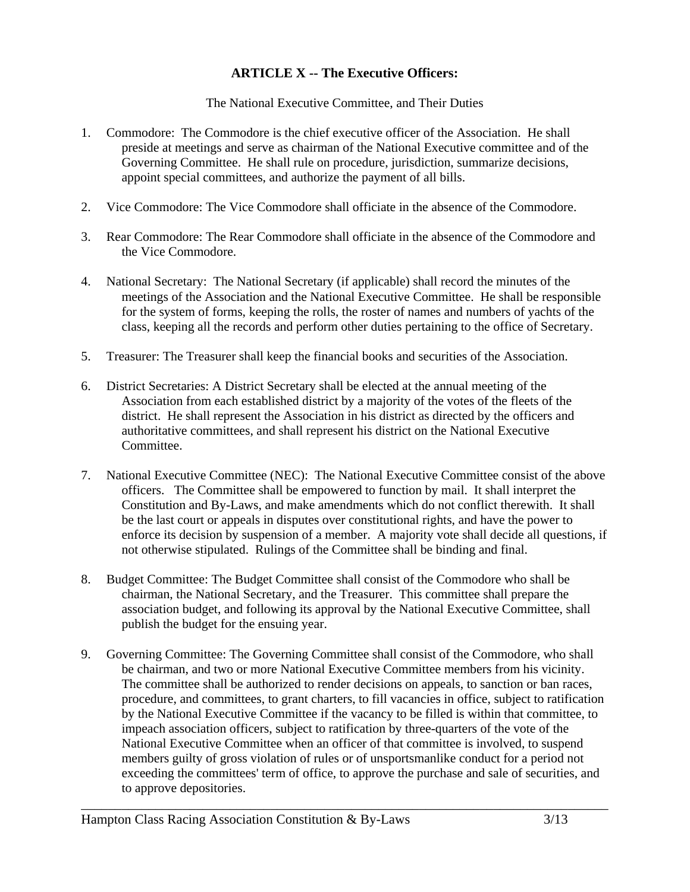## ARTICLE X -- The Executive Officers:

The National Executive Committee, and Their Duties

1. Commodore: The Commodore is the chief executive officer of the Association. He shall preside at meetings and serve as chairman of the National Executive committee and of the Governing Committee. He shall rule on procedure, jurisdiction, summarize decisions, appoint special committees, and authorize the payment of all bills.

2. Vice Commodore: The Vice Commodore shall officiate in the absence of the Commodore.

3. Rear Commodore: The Rear Commodore shall officiate in the absence of the Commodore and the Vice Commodore.

4. National Secretary: The National Secretary (if applicable) shall record the minutes of the meetings of the Association and the National Executive Committee. He shall be responsible for the system of forms, keeping the rolls, the roster of names and numbers of yachts of the class, keeping all the records and perform other duties pertaining to the office of Secretary.

5. Treasurer: The Treasurer shall keep the financial books and securities of the Association.

6. District Secretaries: A District Secretary shall be elected at the annual meeting of the Association from each established district by a majority of the votes of the fleets of the district. He shall represent the Association in his district as directed by the officers and authoritative committees, and shall represent his district on the National Executive Committee.

7. National Executive Committee (NEC): The National Executive Committee consist of the above officers. The Committee shall be empowered to function by mail. It shall interpret the Constitution and By-Laws, and make amendments which do not conflict therewith. It shall be the last court or appeals in disputes over constitutional rights, and have the power to enforce its decision by suspension of a member. A majority vote shall decide all questions, if not otherwise stipulated. Rulings of the Committee shall be binding and final.

8. Budget Committee: The Budget Committee shall consist of the Commodore who shall be chairman, the National Secretary, and the Treasurer. This committee shall prepare the association budget, and following its approval by the National Executive Committee, shall publish the budget for the ensuing year.

9. Governing Committee: The Governing Committee shall consist of the Commodore, who shall be chairman, and two or more National Executive Committee members from his vicinity. The committee shall be authorized to render decisions on appeals, to sanction or ban races, procedure, and committees, to grant charters, to fill vacancies in office, subject to ratification by the National Executive Committee if the vacancy to be filled is within that committee, to impeach association officers, subject to ratification by three-quarters of the vote of the National Executive Committee when an officer of that committee is involved, to suspend members guilty of gross violation of rules or of unsportsmanlike conduct for a period not exceeding the committees' term of office, to approve the purchase and sale of securities, and to approve depositories.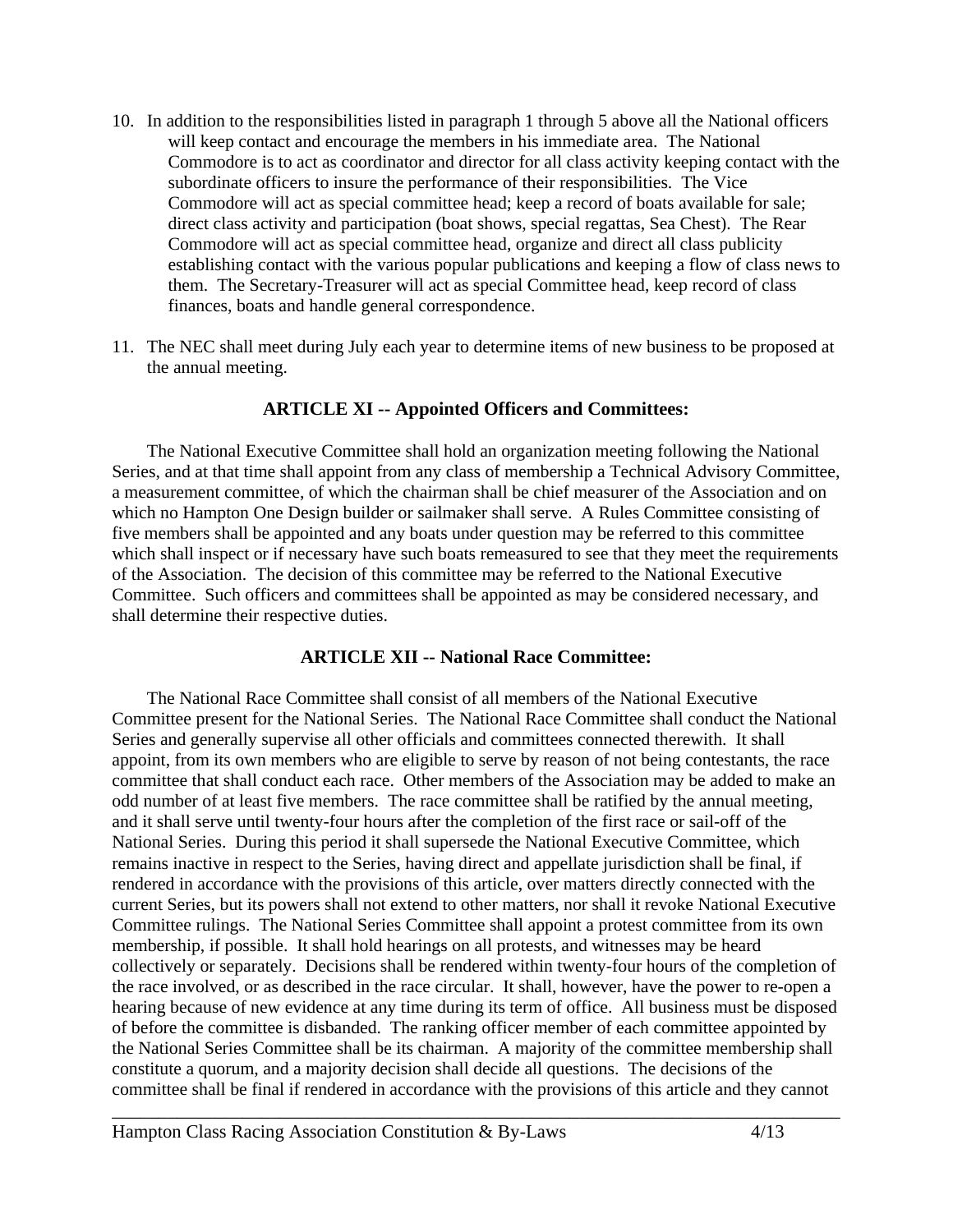10. In addition to the responsibilities listed in paragraph 1 through 5 above all the National officers will keep contact and encourage the members in his immediate area. The National Commodore is to act as coordinator and director for all class activity keeping contact with the subordinate officers to insure the performance of their responsibilities. The Vice Commodore will act as special committee head; keep a record of boats available for sale; direct class activity and participation (boat shows, special regattas, Sea Chest). The Rear Commodore will act as special committee head, organize and direct all class publicity establishing contact with the various popular publications and keeping a flow of class news to them. The Secretary-Treasurer will act as special Committee head, keep record of class finances, boats and handle general correspondence.

11. The NEC shall meet during July each year to determine items of new business to be proposed at the annual meeting.

## ARTICLE XI -- Appointed Officers and Committees:

The National Executive Committee shall hold an organization meeting following the National Series, and at that time shall appoint from any class of membership a Technical Advisory Committee, a measurement committee, of which the chairman shall be chief measurer of the Association and on which no Hampton One Design builder or sailmaker shall serve. A Rules Committee consisting of five members shall be appointed and any boats under question may be referred to this committee which shall inspect or if necessary have such boats remeasured to see that they meet the requirements of the Association. The decision of this committee may be referred to the National Executive Committee. Such officers and committees shall be appointed as may be considered necessary, and shall determine their respective duties.

## ARTICLE XII -- National Race Committee:

The National Race Committee shall consist of all members of the National Executive Committee present for the National Series. The National Race Committee shall conduct the National Series and generally supervise all other officials and committees connected therewith. It shall appoint, from its own members who are eligible to serve by reason of not being contestants, the race committee that shall conduct each race. Other members of the Association may be added to make an odd number of at least five members. The race committee shall be ratified by the annual meeting, and it shall serve until twenty-four hours after the completion of the first race or sail-off of the National Series. During this period it shall supersede the National Executive Committee, which remains inactive in respect to the Series, having direct and appellate jurisdiction shall be final, if rendered in accordance with the provisions of this article, over matters directly connected with the current Series, but its powers shall not extend to other matters, nor shall it revoke National Executive Committee rulings. The National Series Committee shall appoint a protest committee from its own membership, if possible. It shall hold hearings on all protests, and witnesses may be heard collectively or separately. Decisions shall be rendered within twenty-four hours of the completion of the race involved, or as described in the race circular. It shall, however, have the power to re-open a hearing because of new evidence at any time during its term of office. All business must be disposed of before the committee is disbanded. The ranking officer member of each committee appointed by the National Series Committee shall be its chairman. A majority of the committee membership shall constitute a quorum, and a majority decision shall decide all questions. The decisions of the committee shall be final if rendered in accordance with the provisions of this article and they cannot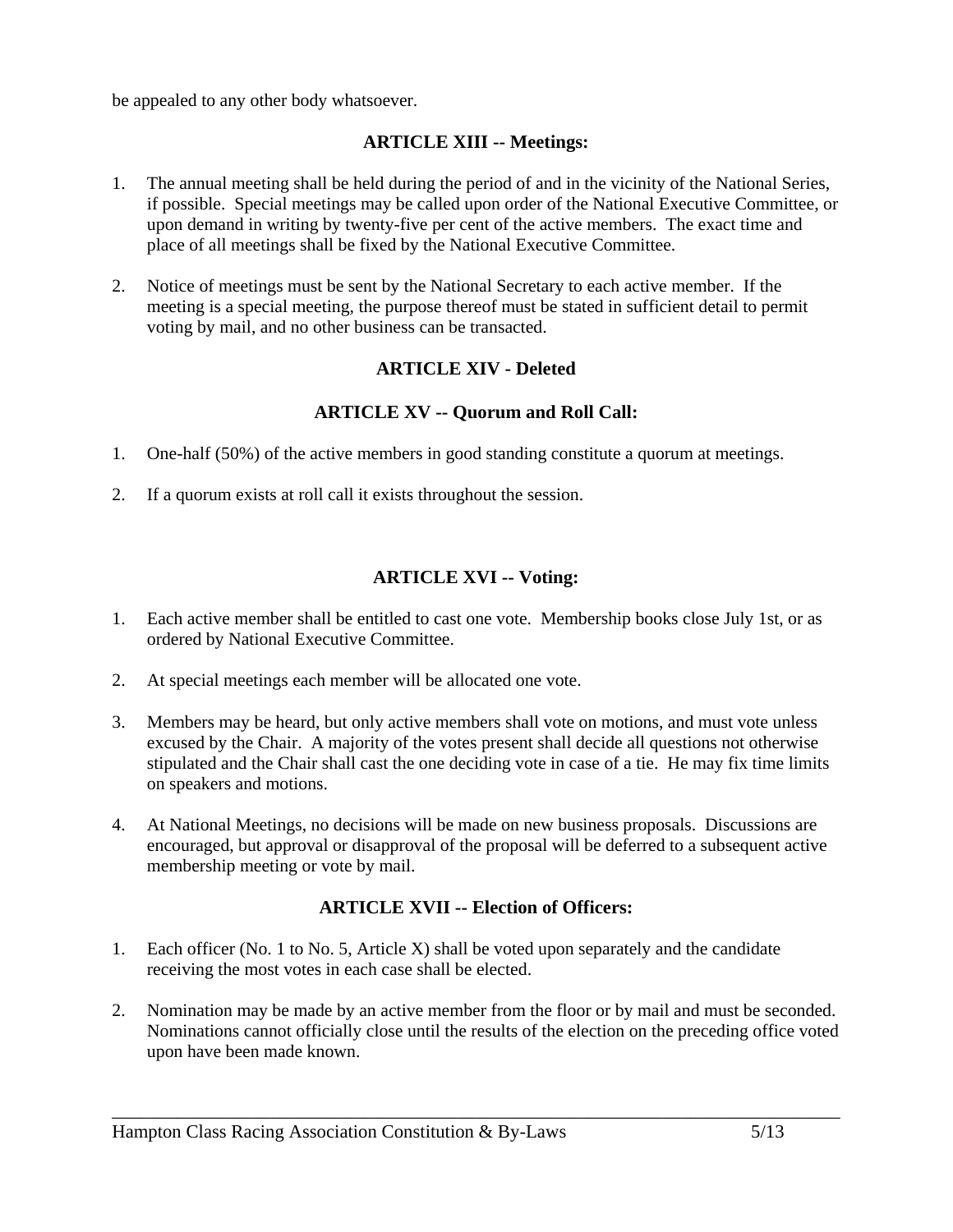be appealed to any other body whatsoever.

## ARTICLE XIII -- Meetings:

1. The annual meeting shall be held during the period of and in the vicinity of the National Series, if possible. Special meetings may be called upon order of the National Executive Committee, or upon demand in writing by twenty-five per cent of the active members. The exact time and place of all meetings shall be fixed by the National Executive Committee.

2. Notice of meetings must be sent by the National Secretary to each active member. If the meeting is a special meeting, the purpose thereof must be stated in sufficient detail to permit voting by mail, and no other business can be transacted.

## ARTICLE XIV - Deleted

## ARTICLE XV -- Quorum and Roll Call:

1. One-half (50%) of the active members in good standing constitute a quorum at meetings.

2. If a quorum exists at roll call it exists throughout the session.

## ARTICLE XVI -- Voting:

1. Each active member shall be entitled to cast one vote. Membership books close July 1st, or as ordered by National Executive Committee.

2. At special meetings each member will be allocated one vote.

3. Members may be heard, but only active members shall vote on motions, and must vote unless excused by the Chair. A majority of the votes present shall decide all questions not otherwise stipulated and the Chair shall cast the one deciding vote in case of a tie. He may fix time limits on speakers and motions.

4. At National Meetings, no decisions will be made on new business proposals. Discussions are encouraged, but approval or disapproval of the proposal will be deferred to a subsequent active membership meeting or vote by mail.

## ARTICLE XVII -- Election of Officers:

1. Each officer (No. 1 to No. 5, Article X) shall be voted upon separately and the candidate receiving the most votes in each case shall be elected.

2. Nomination may be made by an active member from the floor or by mail and must be seconded. Nominations cannot officially close until the results of the election on the preceding office voted upon have been made known.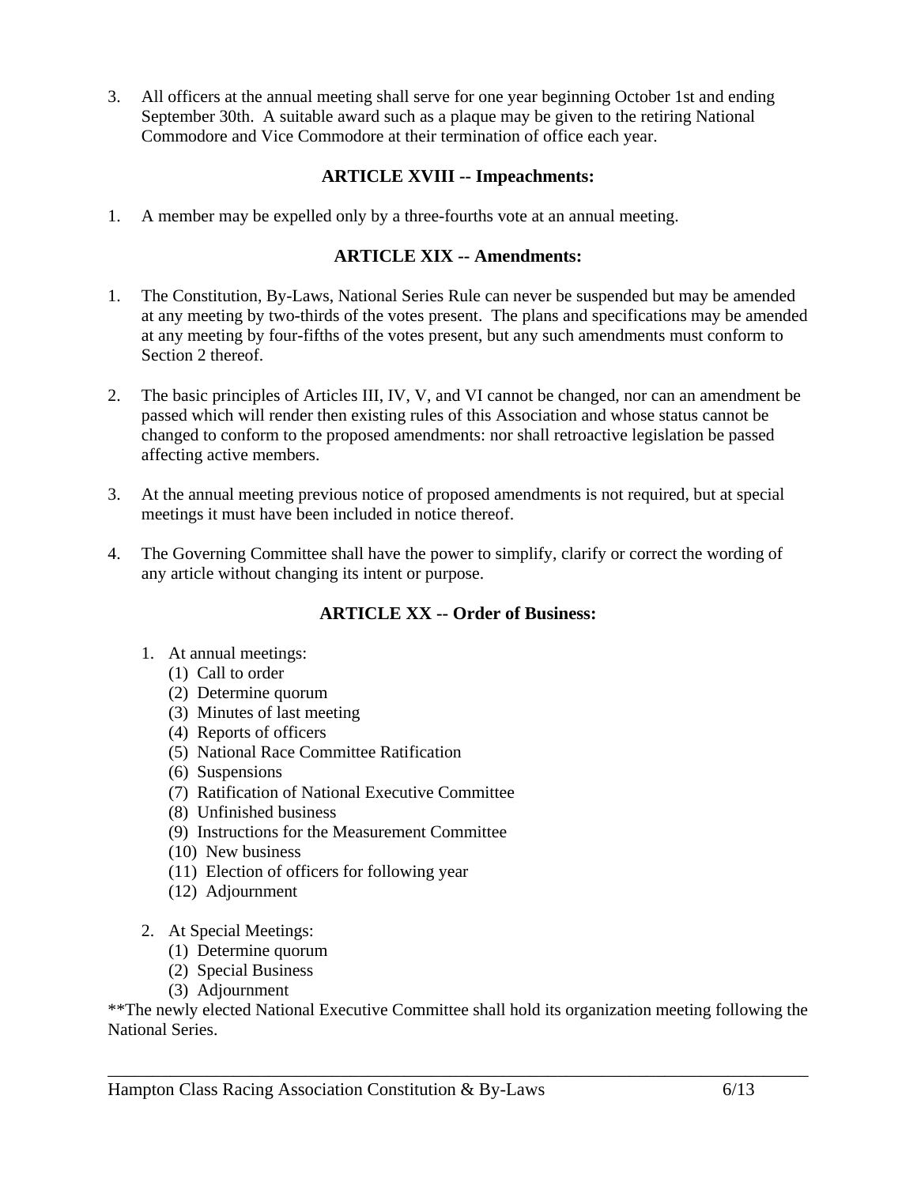3. All officers at the annual meeting shall serve for one year beginning October 1st and ending September 30th. A suitable award such as a plaque may be given to the retiring National Commodore and Vice Commodore at their termination of office each year.

## ARTICLE XVIII -- Impeachments:

1. A member may be expelled only by a three-fourths vote at an annual meeting.

## ARTICLE XIX -- Amendments:

1. The Constitution, By-Laws, National Series Rule can never be suspended but may be amended at any meeting by two-thirds of the votes present. The plans and specifications may be amended at any meeting by four-fifths of the votes present, but any such amendments must conform to Section 2 thereof.

2. The basic principles of Articles III, IV, V, and VI cannot be changed, nor can an amendment be passed which will render then existing rules of this Association and whose status cannot be changed to conform to the proposed amendments: nor shall retroactive legislation be passed affecting active members.

3. At the annual meeting previous notice of proposed amendments is not required, but at special meetings it must have been included in notice thereof.

4. The Governing Committee shall have the power to simplify, clarify or correct the wording of any article without changing its intent or purpose.

## ARTICLE XX -- Order of Business:

1. At annual meetings:
   (1) Call to order
   (2) Determine quorum
   (3) Minutes of last meeting
   (4) Reports of officers
   (5) National Race Committee Ratification
   (6) Suspensions
   (7) Ratification of National Executive Committee
   (8) Unfinished business
   (9) Instructions for the Measurement Committee
   (10) New business
   (11) Election of officers for following year
   (12) Adjournment

2. At Special Meetings:
   (1) Determine quorum
   (2) Special Business
   (3) Adjournment

**The newly elected National Executive Committee shall hold its organization meeting following the National Series.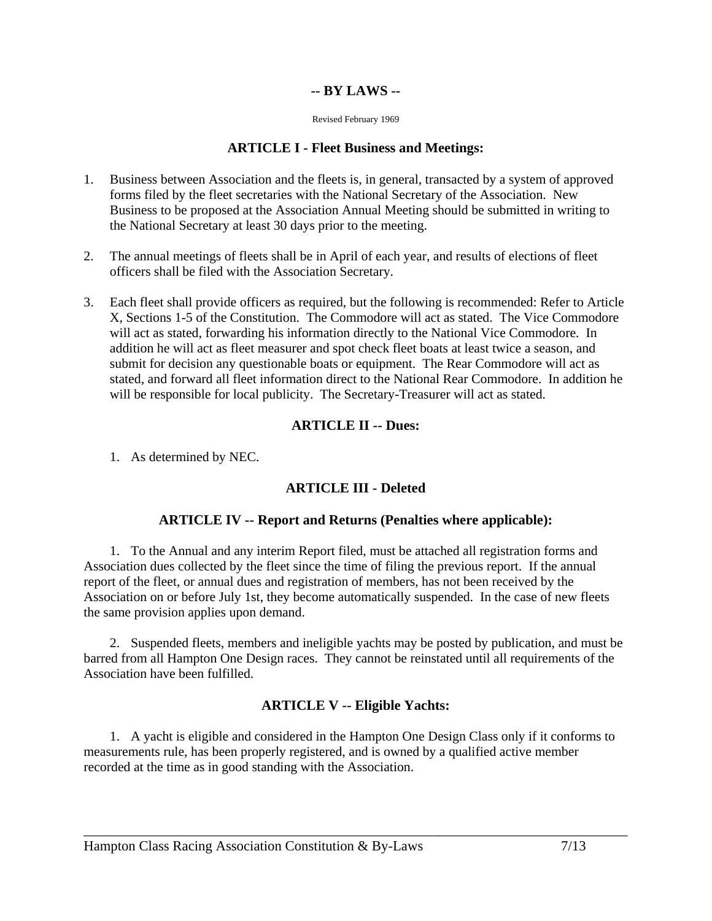# -- BY LAWS --

Revised February 1969

## ARTICLE I - Fleet Business and Meetings:

1. Business between Association and the fleets is, in general, transacted by a system of approved forms filed by the fleet secretaries with the National Secretary of the Association. New Business to be proposed at the Association Annual Meeting should be submitted in writing to the National Secretary at least 30 days prior to the meeting.

2. The annual meetings of fleets shall be in April of each year, and results of elections of fleet officers shall be filed with the Association Secretary.

3. Each fleet shall provide officers as required, but the following is recommended: Refer to Article X, Sections 1-5 of the Constitution. The Commodore will act as stated. The Vice Commodore will act as stated, forwarding his information directly to the National Vice Commodore. In addition he will act as fleet measurer and spot check fleet boats at least twice a season, and submit for decision any questionable boats or equipment. The Rear Commodore will act as stated, and forward all fleet information direct to the National Rear Commodore. In addition he will be responsible for local publicity. The Secretary-Treasurer will act as stated.

## ARTICLE II -- Dues:

1. As determined by NEC.

## ARTICLE III - Deleted

## ARTICLE IV -- Report and Returns (Penalties where applicable):

1. To the Annual and any interim Report filed, must be attached all registration forms and Association dues collected by the fleet since the time of filing the previous report. If the annual report of the fleet, or annual dues and registration of members, has not been received by the Association on or before July 1st, they become automatically suspended. In the case of new fleets the same provision applies upon demand.

2. Suspended fleets, members and ineligible yachts may be posted by publication, and must be barred from all Hampton One Design races. They cannot be reinstated until all requirements of the Association have been fulfilled.

## ARTICLE V -- Eligible Yachts:

1. A yacht is eligible and considered in the Hampton One Design Class only if it conforms to measurements rule, has been properly registered, and is owned by a qualified active member recorded at the time as in good standing with the Association.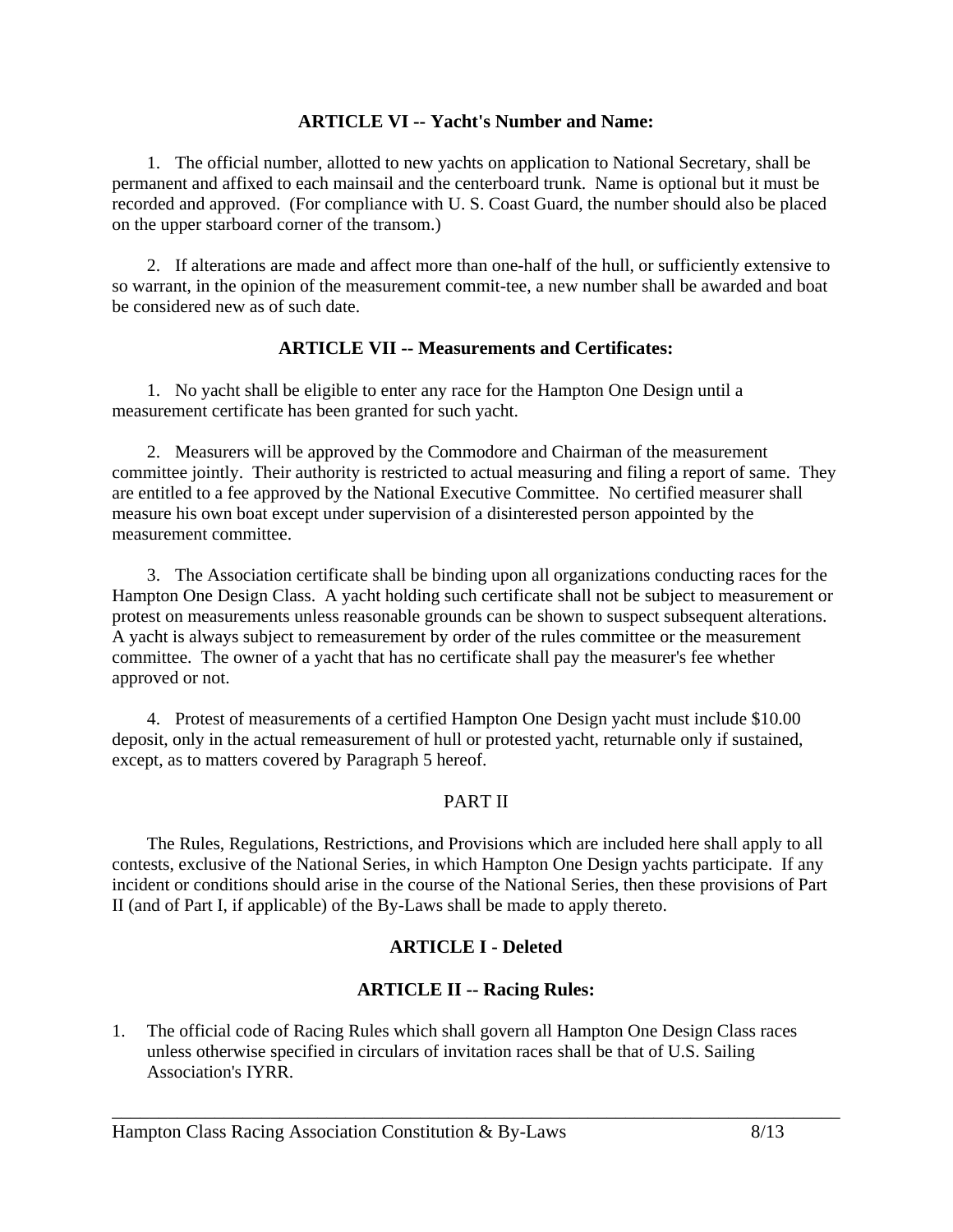### ARTICLE VI -- Yacht's Number and Name:

1. The official number, allotted to new yachts on application to National Secretary, shall be permanent and affixed to each mainsail and the centerboard trunk. Name is optional but it must be recorded and approved. (For compliance with U. S. Coast Guard, the number should also be placed on the upper starboard corner of the transom.)

2. If alterations are made and affect more than one-half of the hull, or sufficiently extensive to so warrant, in the opinion of the measurement commit-tee, a new number shall be awarded and boat be considered new as of such date.

### ARTICLE VII -- Measurements and Certificates:

1. No yacht shall be eligible to enter any race for the Hampton One Design until a measurement certificate has been granted for such yacht.

2. Measurers will be approved by the Commodore and Chairman of the measurement committee jointly. Their authority is restricted to actual measuring and filing a report of same. They are entitled to a fee approved by the National Executive Committee. No certified measurer shall measure his own boat except under supervision of a disinterested person appointed by the measurement committee.

3. The Association certificate shall be binding upon all organizations conducting races for the Hampton One Design Class. A yacht holding such certificate shall not be subject to measurement or protest on measurements unless reasonable grounds can be shown to suspect subsequent alterations. A yacht is always subject to remeasurement by order of the rules committee or the measurement committee. The owner of a yacht that has no certificate shall pay the measurer's fee whether approved or not.

4. Protest of measurements of a certified Hampton One Design yacht must include $10.00 deposit, only in the actual remeasurement of hull or protested yacht, returnable only if sustained, except, as to matters covered by Paragraph 5 hereof.

## PART II

The Rules, Regulations, Restrictions, and Provisions which are included here shall apply to all contests, exclusive of the National Series, in which Hampton One Design yachts participate. If any incident or conditions should arise in the course of the National Series, then these provisions of Part II (and of Part I, if applicable) of the By-Laws shall be made to apply thereto.

### ARTICLE I - Deleted

### ARTICLE II -- Racing Rules:

1. The official code of Racing Rules which shall govern all Hampton One Design Class races unless otherwise specified in circulars of invitation races shall be that of U.S. Sailing Association's IYRR.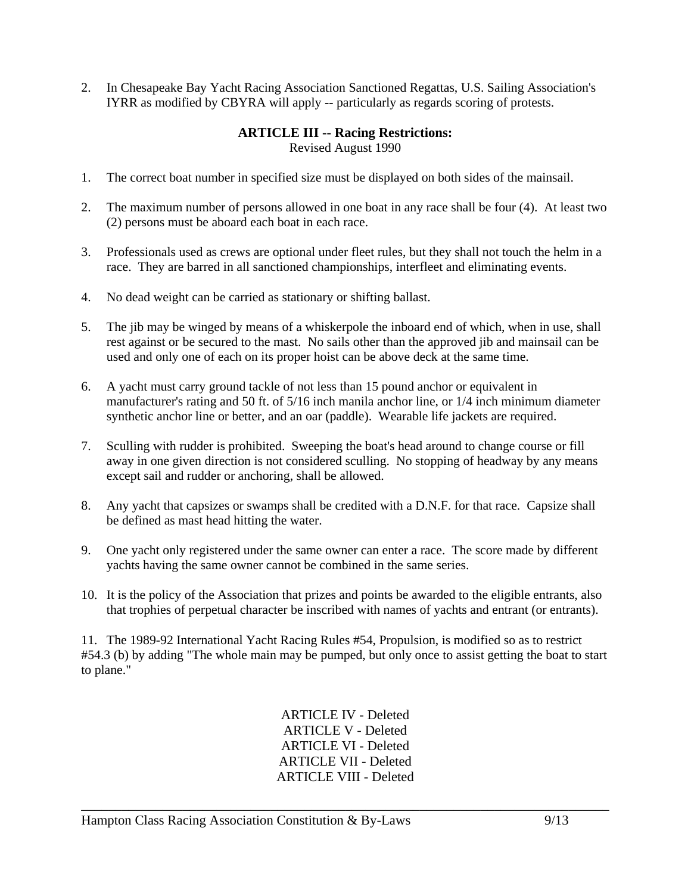2. In Chesapeake Bay Yacht Racing Association Sanctioned Regattas, U.S. Sailing Association's IYRR as modified by CBYRA will apply -- particularly as regards scoring of protests.

## ARTICLE III -- Racing Restrictions:

Revised August 1990

1. The correct boat number in specified size must be displayed on both sides of the mainsail.

2. The maximum number of persons allowed in one boat in any race shall be four (4). At least two (2) persons must be aboard each boat in each race.

3. Professionals used as crews are optional under fleet rules, but they shall not touch the helm in a race. They are barred in all sanctioned championships, interfleet and eliminating events.

4. No dead weight can be carried as stationary or shifting ballast.

5. The jib may be winged by means of a whiskerpole the inboard end of which, when in use, shall rest against or be secured to the mast. No sails other than the approved jib and mainsail can be used and only one of each on its proper hoist can be above deck at the same time.

6. A yacht must carry ground tackle of not less than 15 pound anchor or equivalent in manufacturer's rating and 50 ft. of 5/16 inch manila anchor line, or 1/4 inch minimum diameter synthetic anchor line or better, and an oar (paddle). Wearable life jackets are required.

7. Sculling with rudder is prohibited. Sweeping the boat's head around to change course or fill away in one given direction is not considered sculling. No stopping of headway by any means except sail and rudder or anchoring, shall be allowed.

8. Any yacht that capsizes or swamps shall be credited with a D.N.F. for that race. Capsize shall be defined as mast head hitting the water.

9. One yacht only registered under the same owner can enter a race. The score made by different yachts having the same owner cannot be combined in the same series.

10. It is the policy of the Association that prizes and points be awarded to the eligible entrants, also that trophies of perpetual character be inscribed with names of yachts and entrant (or entrants).

11. The 1989-92 International Yacht Racing Rules #54, Propulsion, is modified so as to restrict #54.3 (b) by adding "The whole main may be pumped, but only once to assist getting the boat to start to plane."

ARTICLE IV - Deleted
ARTICLE V - Deleted
ARTICLE VI - Deleted
ARTICLE VII - Deleted
ARTICLE VIII - Deleted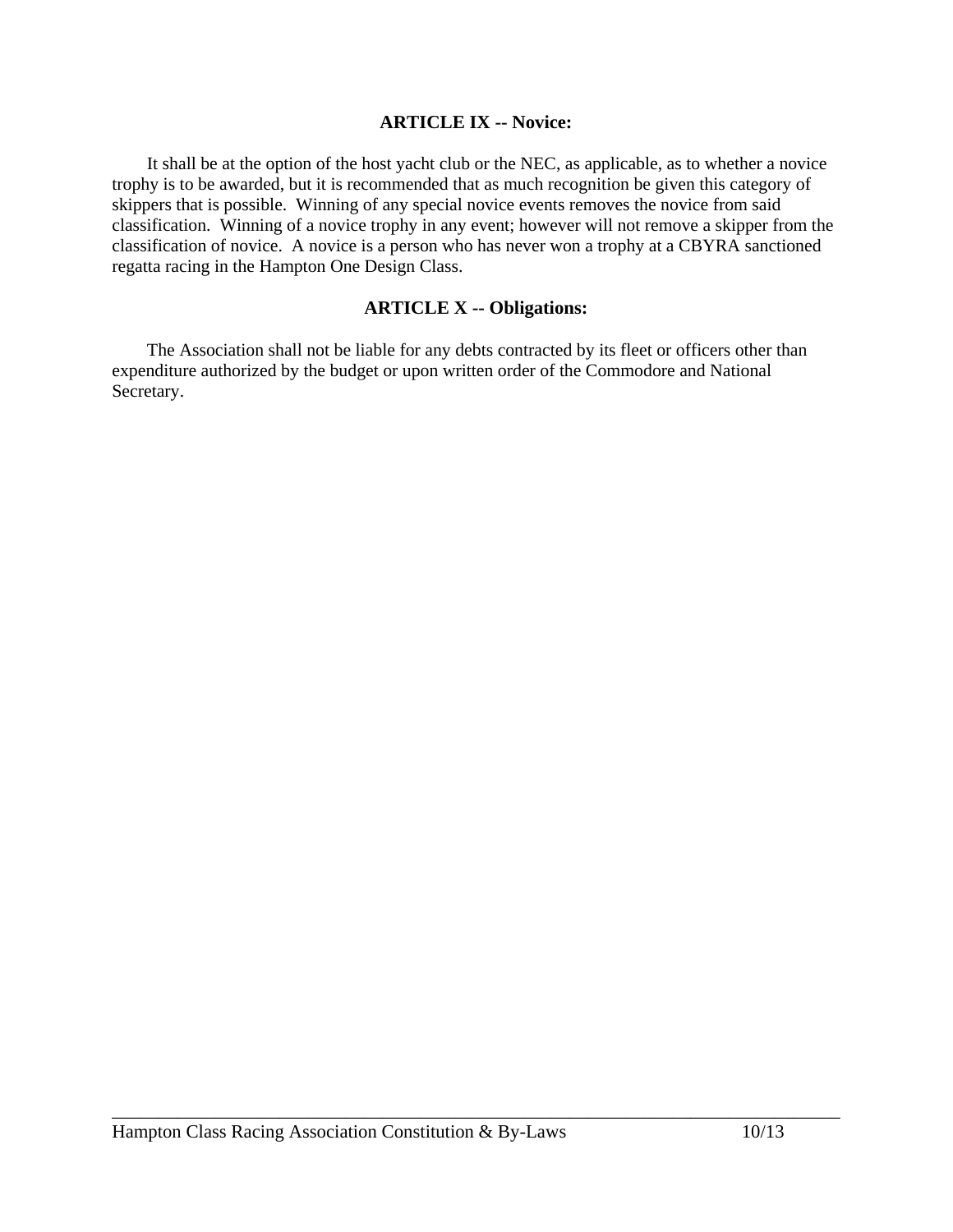## ARTICLE IX -- Novice:

It shall be at the option of the host yacht club or the NEC, as applicable, as to whether a novice trophy is to be awarded, but it is recommended that as much recognition be given this category of skippers that is possible. Winning of any special novice events removes the novice from said classification. Winning of a novice trophy in any event; however will not remove a skipper from the classification of novice. A novice is a person who has never won a trophy at a CBYRA sanctioned regatta racing in the Hampton One Design Class.

## ARTICLE X -- Obligations:

The Association shall not be liable for any debts contracted by its fleet or officers other than expenditure authorized by the budget or upon written order of the Commodore and National Secretary.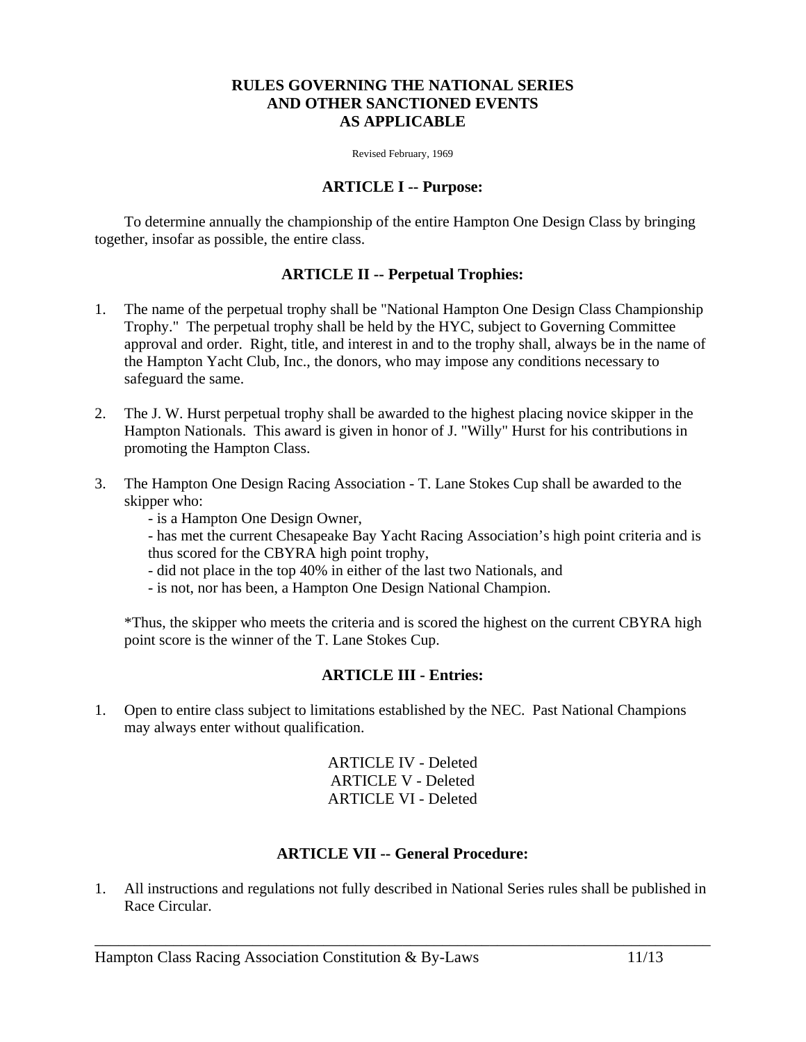# RULES GOVERNING THE NATIONAL SERIES AND OTHER SANCTIONED EVENTS AS APPLICABLE

Revised February, 1969

## ARTICLE I -- Purpose:

To determine annually the championship of the entire Hampton One Design Class by bringing together, insofar as possible, the entire class.

## ARTICLE II -- Perpetual Trophies:

1. The name of the perpetual trophy shall be "National Hampton One Design Class Championship Trophy." The perpetual trophy shall be held by the HYC, subject to Governing Committee approval and order. Right, title, and interest in and to the trophy shall, always be in the name of the Hampton Yacht Club, Inc., the donors, who may impose any conditions necessary to safeguard the same.

2. The J. W. Hurst perpetual trophy shall be awarded to the highest placing novice skipper in the Hampton Nationals. This award is given in honor of J. "Willy" Hurst for his contributions in promoting the Hampton Class.

3. The Hampton One Design Racing Association - T. Lane Stokes Cup shall be awarded to the skipper who:
   - is a Hampton One Design Owner,
   - has met the current Chesapeake Bay Yacht Racing Association's high point criteria and is thus scored for the CBYRA high point trophy,
   - did not place in the top 40% in either of the last two Nationals, and
   - is not, nor has been, a Hampton One Design National Champion.

   *Thus, the skipper who meets the criteria and is scored the highest on the current CBYRA high point score is the winner of the T. Lane Stokes Cup.

## ARTICLE III - Entries:

1. Open to entire class subject to limitations established by the NEC. Past National Champions may always enter without qualification.

ARTICLE IV - Deleted
ARTICLE V - Deleted
ARTICLE VI - Deleted

## ARTICLE VII -- General Procedure:

1. All instructions and regulations not fully described in National Series rules shall be published in Race Circular.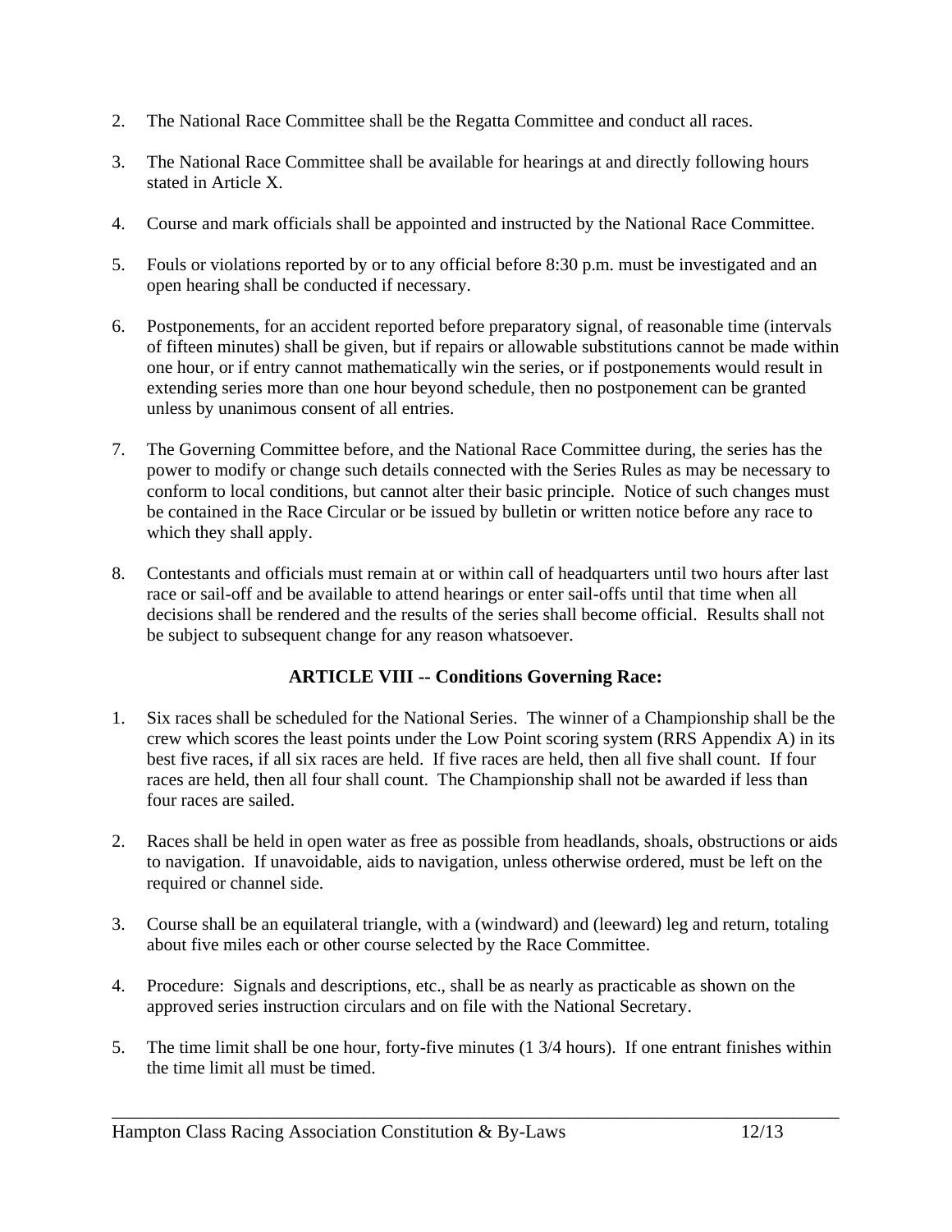2. The National Race Committee shall be the Regatta Committee and conduct all races.

3. The National Race Committee shall be available for hearings at and directly following hours stated in Article X.

4. Course and mark officials shall be appointed and instructed by the National Race Committee.

5. Fouls or violations reported by or to any official before 8:30 p.m. must be investigated and an open hearing shall be conducted if necessary.

6. Postponements, for an accident reported before preparatory signal, of reasonable time (intervals of fifteen minutes) shall be given, but if repairs or allowable substitutions cannot be made within one hour, or if entry cannot mathematically win the series, or if postponements would result in extending series more than one hour beyond schedule, then no postponement can be granted unless by unanimous consent of all entries.

7. The Governing Committee before, and the National Race Committee during, the series has the power to modify or change such details connected with the Series Rules as may be necessary to conform to local conditions, but cannot alter their basic principle. Notice of such changes must be contained in the Race Circular or be issued by bulletin or written notice before any race to which they shall apply.

8. Contestants and officials must remain at or within call of headquarters until two hours after last race or sail-off and be available to attend hearings or enter sail-offs until that time when all decisions shall be rendered and the results of the series shall become official. Results shall not be subject to subsequent change for any reason whatsoever.

## ARTICLE VIII -- Conditions Governing Race:

1. Six races shall be scheduled for the National Series. The winner of a Championship shall be the crew which scores the least points under the Low Point scoring system (RRS Appendix A) in its best five races, if all six races are held. If five races are held, then all five shall count. If four races are held, then all four shall count. The Championship shall not be awarded if less than four races are sailed.

2. Races shall be held in open water as free as possible from headlands, shoals, obstructions or aids to navigation. If unavoidable, aids to navigation, unless otherwise ordered, must be left on the required or channel side.

3. Course shall be an equilateral triangle, with a (windward) and (leeward) leg and return, totaling about five miles each or other course selected by the Race Committee.

4. Procedure: Signals and descriptions, etc., shall be as nearly as practicable as shown on the approved series instruction circulars and on file with the National Secretary.

5. The time limit shall be one hour, forty-five minutes (1 3/4 hours). If one entrant finishes within the time limit all must be timed.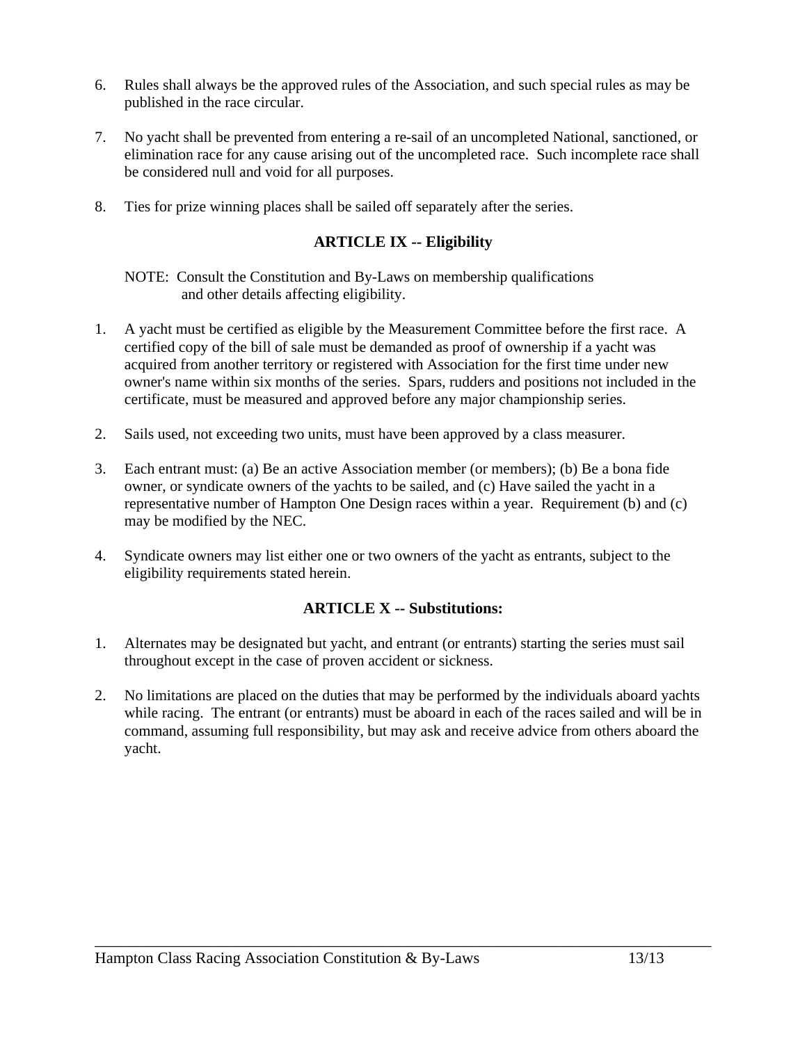6. Rules shall always be the approved rules of the Association, and such special rules as may be published in the race circular.

7. No yacht shall be prevented from entering a re-sail of an uncompleted National, sanctioned, or elimination race for any cause arising out of the uncompleted race. Such incomplete race shall be considered null and void for all purposes.

8. Ties for prize winning places shall be sailed off separately after the series.

## ARTICLE IX -- Eligibility

NOTE: Consult the Constitution and By-Laws on membership qualifications and other details affecting eligibility.

1. A yacht must be certified as eligible by the Measurement Committee before the first race. A certified copy of the bill of sale must be demanded as proof of ownership if a yacht was acquired from another territory or registered with Association for the first time under new owner's name within six months of the series. Spars, rudders and positions not included in the certificate, must be measured and approved before any major championship series.

2. Sails used, not exceeding two units, must have been approved by a class measurer.

3. Each entrant must: (a) Be an active Association member (or members); (b) Be a bona fide owner, or syndicate owners of the yachts to be sailed, and (c) Have sailed the yacht in a representative number of Hampton One Design races within a year. Requirement (b) and (c) may be modified by the NEC.

4. Syndicate owners may list either one or two owners of the yacht as entrants, subject to the eligibility requirements stated herein.

## ARTICLE X -- Substitutions:

1. Alternates may be designated but yacht, and entrant (or entrants) starting the series must sail throughout except in the case of proven accident or sickness.

2. No limitations are placed on the duties that may be performed by the individuals aboard yachts while racing. The entrant (or entrants) must be aboard in each of the races sailed and will be in command, assuming full responsibility, but may ask and receive advice from others aboard the yacht.